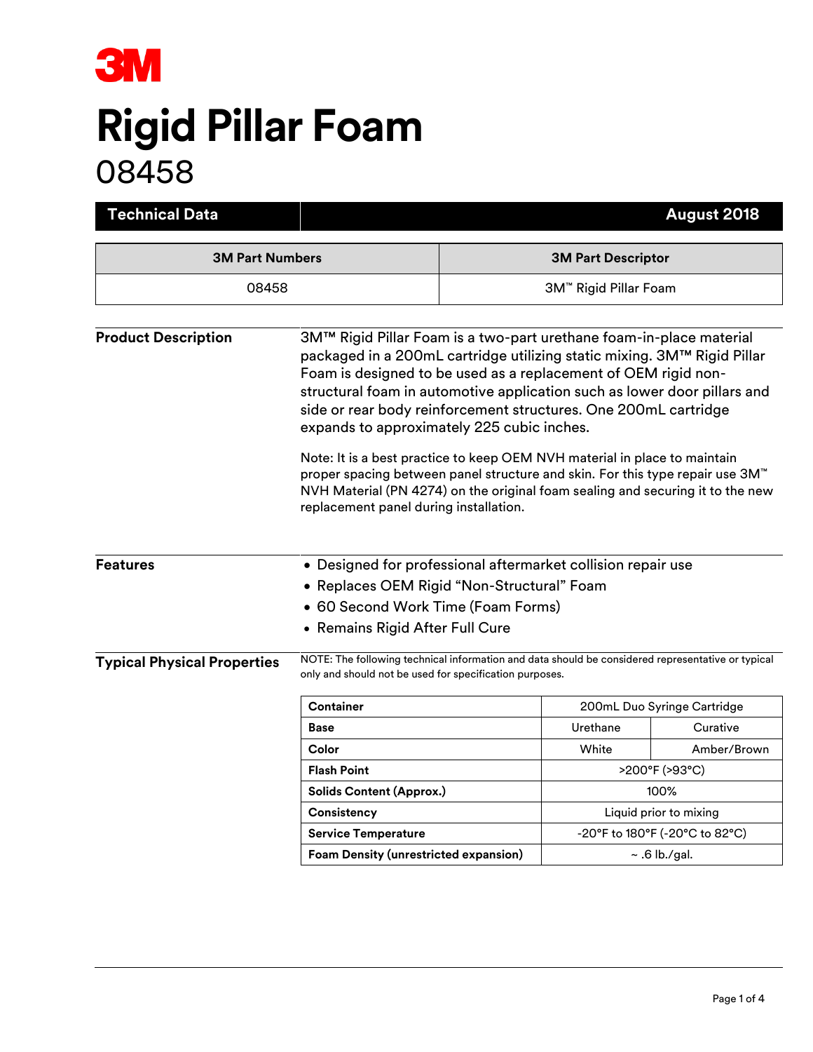3M

# Rigid Pillar Foam

## 08458

**Technical Data** | **August 2018**

| 3M Part Numbers | 3M Part Descriptor |
|---|---|
| 08458 | 3M™ Rigid Pillar Foam |

### Product Description

3M™ Rigid Pillar Foam is a two-part urethane foam-in-place material packaged in a 200mL cartridge utilizing static mixing. 3M™ Rigid Pillar Foam is designed to be used as a replacement of OEM rigid non-structural foam in automotive application such as lower door pillars and side or rear body reinforcement structures. One 200mL cartridge expands to approximately 225 cubic inches.

Note: It is a best practice to keep OEM NVH material in place to maintain proper spacing between panel structure and skin. For this type repair use 3M™ NVH Material (PN 4274) on the original foam sealing and securing it to the new replacement panel during installation.

### Features

- Designed for professional aftermarket collision repair use
- Replaces OEM Rigid "Non-Structural" Foam
- 60 Second Work Time (Foam Forms)
- Remains Rigid After Full Cure

### Typical Physical Properties

NOTE: The following technical information and data should be considered representative or typical only and should not be used for specification purposes.

| | | |
|---|---|---|
| **Container** | 200mL Duo Syringe Cartridge | |
| **Base** | Urethane | Curative |
| **Color** | White | Amber/Brown |
| **Flash Point** | >200°F (>93°C) | |
| **Solids Content (Approx.)** | 100% | |
| **Consistency** | Liquid prior to mixing | |
| **Service Temperature** | -20°F to 180°F (-20°C to 82°C) | |
| **Foam Density (unrestricted expansion)** | ~ .6 lb./gal. | |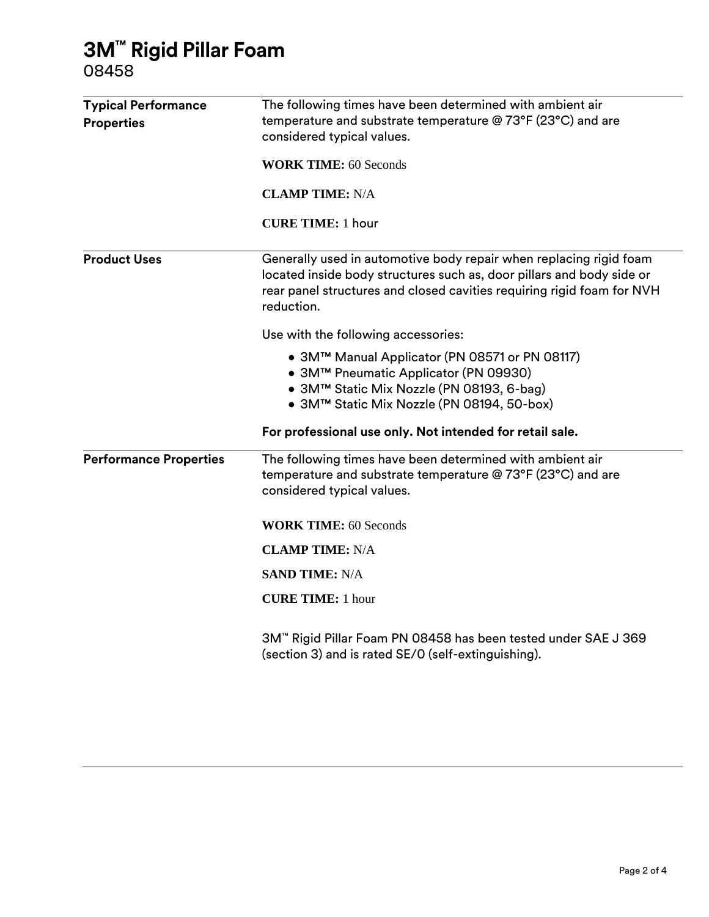# 3M™ Rigid Pillar Foam

08458

| | |
|---|---|
| **Typical Performance Properties** | The following times have been determined with ambient air temperature and substrate temperature @ 73°F (23°C) and are considered typical values.<br><br>**WORK TIME:** 60 Seconds<br><br>**CLAMP TIME:** N/A<br><br>**CURE TIME:** 1 hour |
| **Product Uses** | Generally used in automotive body repair when replacing rigid foam located inside body structures such as, door pillars and body side or rear panel structures and closed cavities requiring rigid foam for NVH reduction.<br><br>Use with the following accessories:<br><br>• 3M™ Manual Applicator (PN 08571 or PN 08117)<br>• 3M™ Pneumatic Applicator (PN 09930)<br>• 3M™ Static Mix Nozzle (PN 08193, 6-bag)<br>• 3M™ Static Mix Nozzle (PN 08194, 50-box)<br><br>**For professional use only. Not intended for retail sale.** |
| **Performance Properties** | The following times have been determined with ambient air temperature and substrate temperature @ 73°F (23°C) and are considered typical values.<br><br>**WORK TIME:** 60 Seconds<br><br>**CLAMP TIME:** N/A<br><br>**SAND TIME:** N/A<br><br>**CURE TIME:** 1 hour<br><br>3M™ Rigid Pillar Foam PN 08458 has been tested under SAE J 369 (section 3) and is rated SE/0 (self-extinguishing). |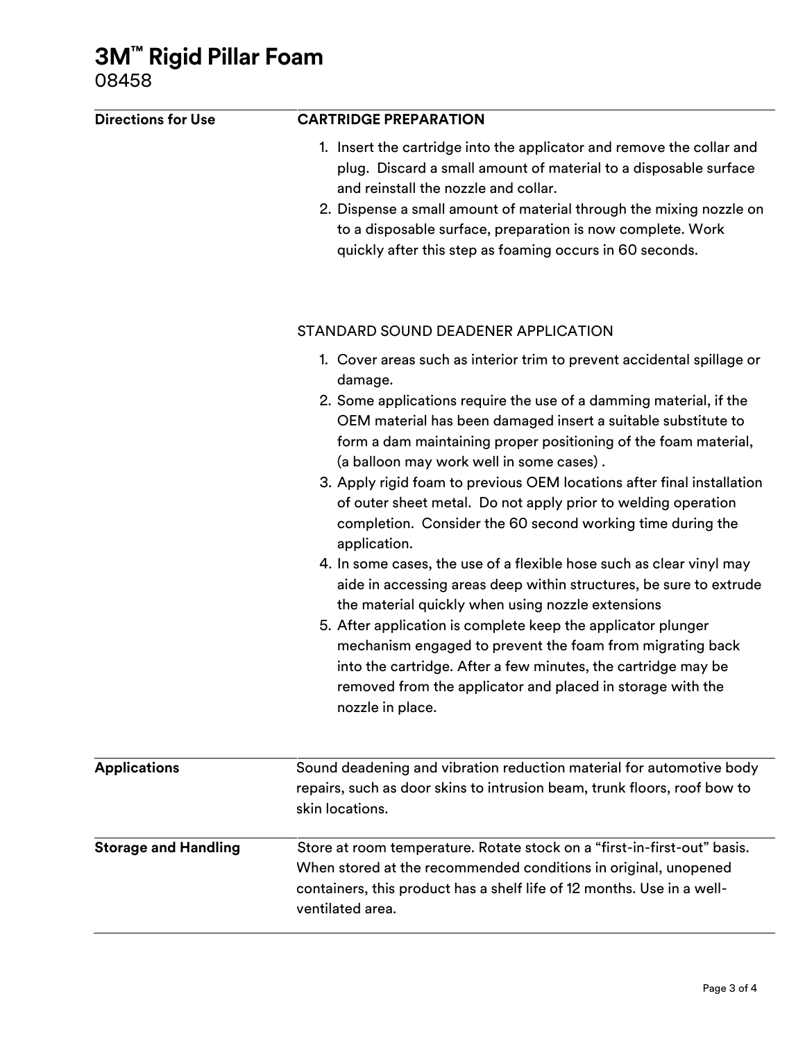# 3M™ Rigid Pillar Foam
08458

## Directions for Use

**CARTRIDGE PREPARATION**

1. Insert the cartridge into the applicator and remove the collar and plug. Discard a small amount of material to a disposable surface and reinstall the nozzle and collar.
2. Dispense a small amount of material through the mixing nozzle on to a disposable surface, preparation is now complete. Work quickly after this step as foaming occurs in 60 seconds.

STANDARD SOUND DEADENER APPLICATION

1. Cover areas such as interior trim to prevent accidental spillage or damage.
2. Some applications require the use of a damming material, if the OEM material has been damaged insert a suitable substitute to form a dam maintaining proper positioning of the foam material, (a balloon may work well in some cases) .
3. Apply rigid foam to previous OEM locations after final installation of outer sheet metal. Do not apply prior to welding operation completion. Consider the 60 second working time during the application.
4. In some cases, the use of a flexible hose such as clear vinyl may aide in accessing areas deep within structures, be sure to extrude the material quickly when using nozzle extensions
5. After application is complete keep the applicator plunger mechanism engaged to prevent the foam from migrating back into the cartridge. After a few minutes, the cartridge may be removed from the applicator and placed in storage with the nozzle in place.

## Applications

Sound deadening and vibration reduction material for automotive body repairs, such as door skins to intrusion beam, trunk floors, roof bow to skin locations.

## Storage and Handling

Store at room temperature. Rotate stock on a "first-in-first-out" basis. When stored at the recommended conditions in original, unopened containers, this product has a shelf life of 12 months. Use in a well-ventilated area.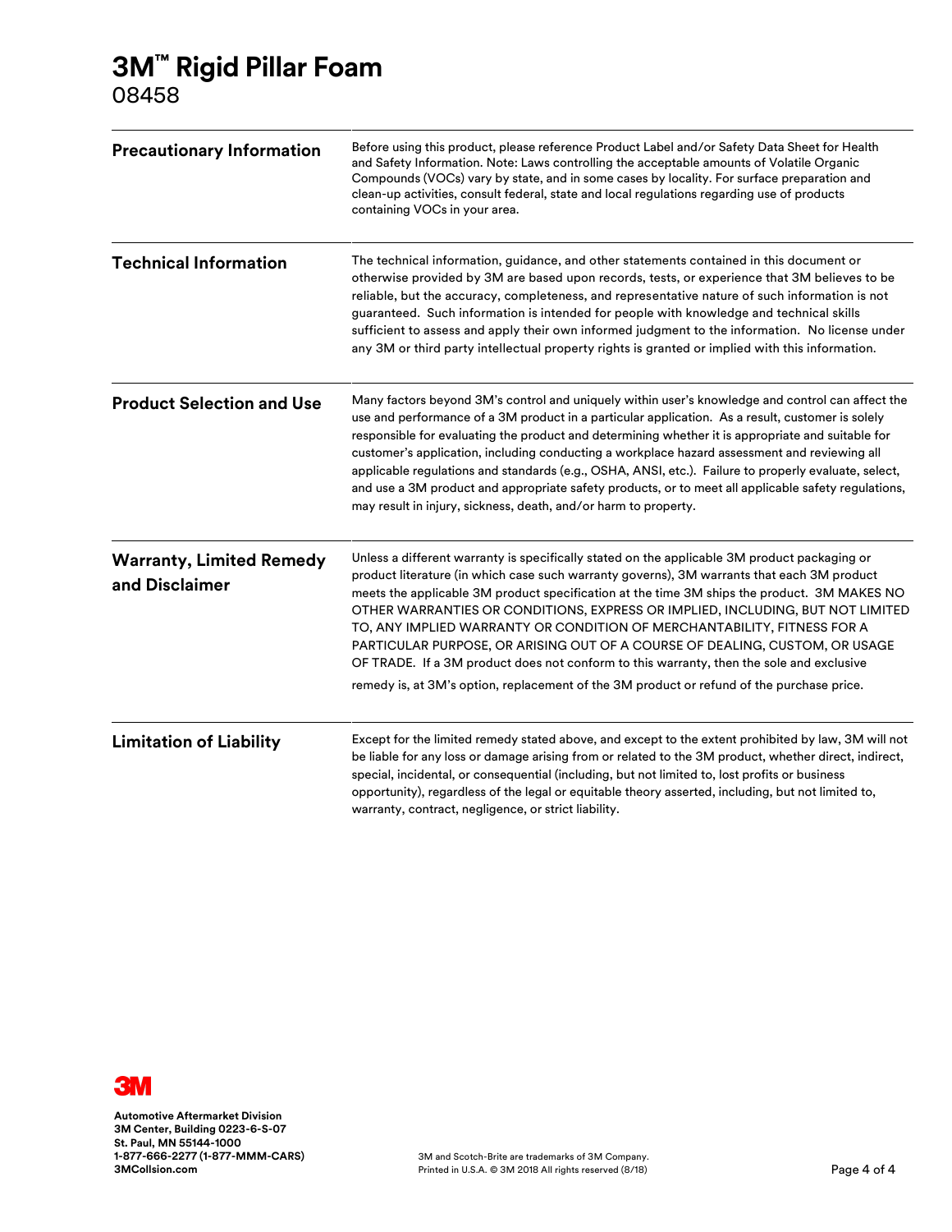# 3M™ Rigid Pillar Foam

08458

## Precautionary Information

Before using this product, please reference Product Label and/or Safety Data Sheet for Health and Safety Information. Note: Laws controlling the acceptable amounts of Volatile Organic Compounds (VOCs) vary by state, and in some cases by locality. For surface preparation and clean-up activities, consult federal, state and local regulations regarding use of products containing VOCs in your area.

## Technical Information

The technical information, guidance, and other statements contained in this document or otherwise provided by 3M are based upon records, tests, or experience that 3M believes to be reliable, but the accuracy, completeness, and representative nature of such information is not guaranteed. Such information is intended for people with knowledge and technical skills sufficient to assess and apply their own informed judgment to the information. No license under any 3M or third party intellectual property rights is granted or implied with this information.

## Product Selection and Use

Many factors beyond 3M's control and uniquely within user's knowledge and control can affect the use and performance of a 3M product in a particular application. As a result, customer is solely responsible for evaluating the product and determining whether it is appropriate and suitable for customer's application, including conducting a workplace hazard assessment and reviewing all applicable regulations and standards (e.g., OSHA, ANSI, etc.). Failure to properly evaluate, select, and use a 3M product and appropriate safety products, or to meet all applicable safety regulations, may result in injury, sickness, death, and/or harm to property.

## Warranty, Limited Remedy and Disclaimer

Unless a different warranty is specifically stated on the applicable 3M product packaging or product literature (in which case such warranty governs), 3M warrants that each 3M product meets the applicable 3M product specification at the time 3M ships the product. 3M MAKES NO OTHER WARRANTIES OR CONDITIONS, EXPRESS OR IMPLIED, INCLUDING, BUT NOT LIMITED TO, ANY IMPLIED WARRANTY OR CONDITION OF MERCHANTABILITY, FITNESS FOR A PARTICULAR PURPOSE, OR ARISING OUT OF A COURSE OF DEALING, CUSTOM, OR USAGE OF TRADE. If a 3M product does not conform to this warranty, then the sole and exclusive remedy is, at 3M's option, replacement of the 3M product or refund of the purchase price.

## Limitation of Liability

Except for the limited remedy stated above, and except to the extent prohibited by law, 3M will not be liable for any loss or damage arising from or related to the 3M product, whether direct, indirect, special, incidental, or consequential (including, but not limited to, lost profits or business opportunity), regardless of the legal or equitable theory asserted, including, but not limited to, warranty, contract, negligence, or strict liability.

3M

**Automotive Aftermarket Division**
**3M Center, Building 0223-6-S-07**
**St. Paul, MN 55144-1000**
**1-877-666-2277 (1-877-MMM-CARS)**
**3MCollsion.com**

3M and Scotch-Brite are trademarks of 3M Company.
Printed in U.S.A. © 3M 2018 All rights reserved (8/18)